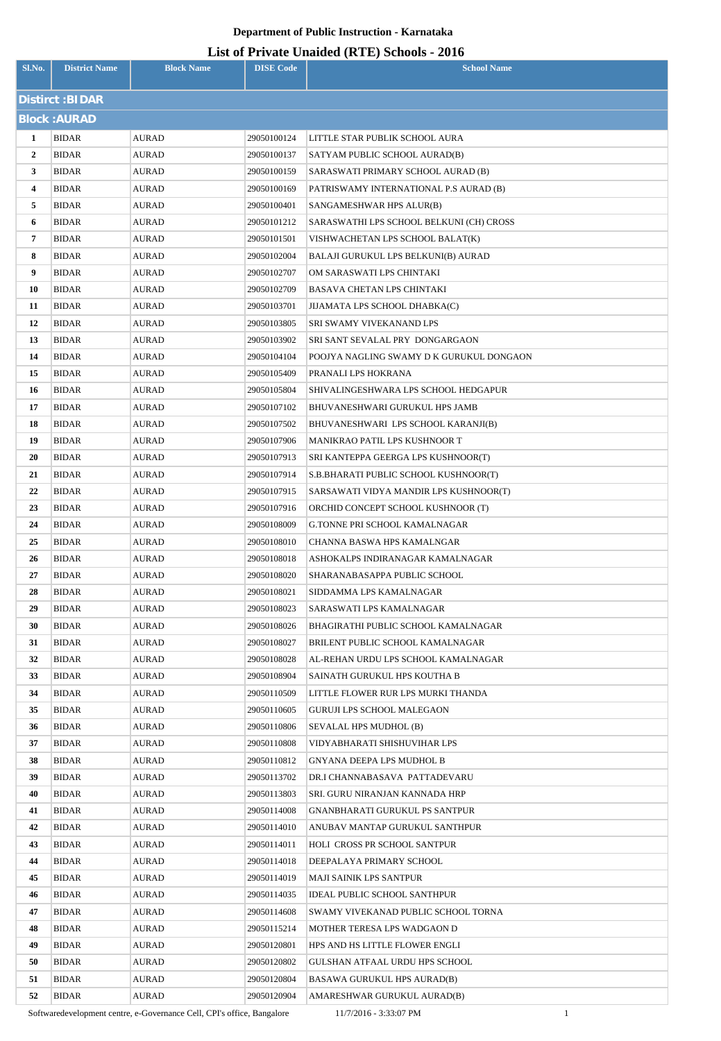**Department of Public Instruction - Karnataka**

# List of Private Unaided (RTE) Schools - 2016

| Sl.No. | District Name | Block Name | DISE Code | School Name |
|---|---|---|---|---|
| **Distirct :BIDAR** | | | | |
| **Block :AURAD** | | | | |
| 1 | BIDAR | AURAD | 29050100124 | LITTLE STAR PUBLIK SCHOOL AURA |
| 2 | BIDAR | AURAD | 29050100137 | SATYAM PUBLIC SCHOOL AURAD(B) |
| 3 | BIDAR | AURAD | 29050100159 | SARASWATI PRIMARY SCHOOL AURAD (B) |
| 4 | BIDAR | AURAD | 29050100169 | PATRISWAMY INTERNATIONAL P.S AURAD (B) |
| 5 | BIDAR | AURAD | 29050100401 | SANGAMESHWAR HPS ALUR(B) |
| 6 | BIDAR | AURAD | 29050101212 | SARASWATHI LPS SCHOOL BELKUNI (CH) CROSS |
| 7 | BIDAR | AURAD | 29050101501 | VISHWACHETAN LPS SCHOOL BALAT(K) |
| 8 | BIDAR | AURAD | 29050102004 | BALAJI GURUKUL LPS BELKUNI(B) AURAD |
| 9 | BIDAR | AURAD | 29050102707 | OM SARASWATI LPS CHINTAKI |
| 10 | BIDAR | AURAD | 29050102709 | BASAVA CHETAN LPS CHINTAKI |
| 11 | BIDAR | AURAD | 29050103701 | JIJAMATA LPS SCHOOL DHABKA(C) |
| 12 | BIDAR | AURAD | 29050103805 | SRI SWAMY VIVEKANAND LPS |
| 13 | BIDAR | AURAD | 29050103902 | SRI SANT SEVALAL PRY DONGARGAON |
| 14 | BIDAR | AURAD | 29050104104 | POOJYA NAGLING SWAMY D K GURUKUL DONGAON |
| 15 | BIDAR | AURAD | 29050105409 | PRANALI LPS HOKRANA |
| 16 | BIDAR | AURAD | 29050105804 | SHIVALINGESHWARA LPS SCHOOL HEDGAPUR |
| 17 | BIDAR | AURAD | 29050107102 | BHUVANESHWARI GURUKUL HPS JAMB |
| 18 | BIDAR | AURAD | 29050107502 | BHUVANESHWARI LPS SCHOOL KARANJI(B) |
| 19 | BIDAR | AURAD | 29050107906 | MANIKRAO PATIL LPS KUSHNOOR T |
| 20 | BIDAR | AURAD | 29050107913 | SRI KANTEPPA GEERGA LPS KUSHNOOR(T) |
| 21 | BIDAR | AURAD | 29050107914 | S.B.BHARATI PUBLIC SCHOOL KUSHNOOR(T) |
| 22 | BIDAR | AURAD | 29050107915 | SARSAWATI VIDYA MANDIR LPS KUSHNOOR(T) |
| 23 | BIDAR | AURAD | 29050107916 | ORCHID CONCEPT SCHOOL KUSHNOOR (T) |
| 24 | BIDAR | AURAD | 29050108009 | G.TONNE PRI SCHOOL KAMALNAGAR |
| 25 | BIDAR | AURAD | 29050108010 | CHANNA BASWA HPS KAMALNGAR |
| 26 | BIDAR | AURAD | 29050108018 | ASHOKALPS INDIRANAGAR KAMALNAGAR |
| 27 | BIDAR | AURAD | 29050108020 | SHARANABASAPPA PUBLIC SCHOOL |
| 28 | BIDAR | AURAD | 29050108021 | SIDDAMMA LPS KAMALNAGAR |
| 29 | BIDAR | AURAD | 29050108023 | SARASWATI LPS KAMALNAGAR |
| 30 | BIDAR | AURAD | 29050108026 | BHAGIRATHI PUBLIC SCHOOL KAMALNAGAR |
| 31 | BIDAR | AURAD | 29050108027 | BRILENT PUBLIC SCHOOL KAMALNAGAR |
| 32 | BIDAR | AURAD | 29050108028 | AL-REHAN URDU LPS SCHOOL KAMALNAGAR |
| 33 | BIDAR | AURAD | 29050108904 | SAINATH GURUKUL HPS KOUTHA B |
| 34 | BIDAR | AURAD | 29050110509 | LITTLE FLOWER RUR LPS MURKI THANDA |
| 35 | BIDAR | AURAD | 29050110605 | GURUJI LPS SCHOOL MALEGAON |
| 36 | BIDAR | AURAD | 29050110806 | SEVALAL HPS MUDHOL (B) |
| 37 | BIDAR | AURAD | 29050110808 | VIDYABHARATI SHISHUVIHAR LPS |
| 38 | BIDAR | AURAD | 29050110812 | GNYANA DEEPA LPS MUDHOL B |
| 39 | BIDAR | AURAD | 29050113702 | DR.I CHANNABASAVA PATTADEVARU |
| 40 | BIDAR | AURAD | 29050113803 | SRI. GURU NIRANJAN KANNADA HRP |
| 41 | BIDAR | AURAD | 29050114008 | GNANBHARATI GURUKUL PS SANTPUR |
| 42 | BIDAR | AURAD | 29050114010 | ANUBAV MANTAP GURUKUL SANTHPUR |
| 43 | BIDAR | AURAD | 29050114011 | HOLI CROSS PR SCHOOL SANTPUR |
| 44 | BIDAR | AURAD | 29050114018 | DEEPALAYA PRIMARY SCHOOL |
| 45 | BIDAR | AURAD | 29050114019 | MAJI SAINIK LPS SANTPUR |
| 46 | BIDAR | AURAD | 29050114035 | IDEAL PUBLIC SCHOOL SANTHPUR |
| 47 | BIDAR | AURAD | 29050114608 | SWAMY VIVEKANAD PUBLIC SCHOOL TORNA |
| 48 | BIDAR | AURAD | 29050115214 | MOTHER TERESA LPS WADGAON D |
| 49 | BIDAR | AURAD | 29050120801 | HPS AND HS LITTLE FLOWER ENGLI |
| 50 | BIDAR | AURAD | 29050120802 | GULSHAN ATFAAL URDU HPS SCHOOL |
| 51 | BIDAR | AURAD | 29050120804 | BASAWA GURUKUL HPS AURAD(B) |
| 52 | BIDAR | AURAD | 29050120904 | AMARESHWAR GURUKUL AURAD(B) |

Softwaredevelopment centre, e-Governance Cell, CPI's office, Bangalore 11/7/2016 - 3:33:07 PM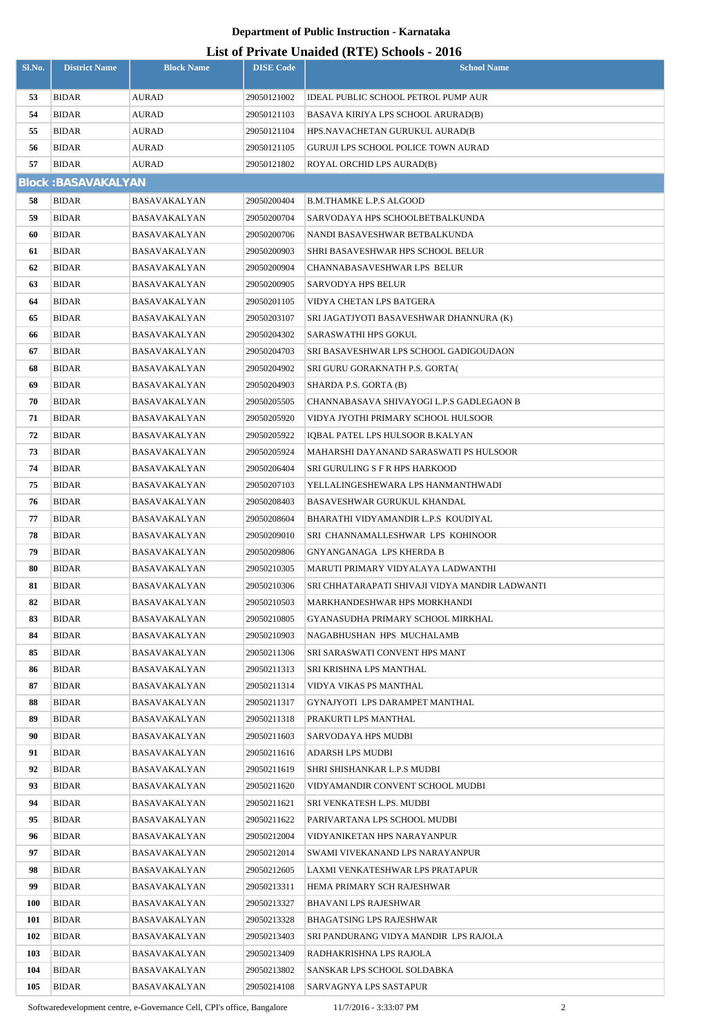# Department of Public Instruction - Karnataka

## List of Private Unaided (RTE) Schools - 2016

| Sl.No. | District Name | Block Name | DISE Code | School Name |
|---|---|---|---|---|
| 53 | BIDAR | AURAD | 29050121002 | IDEAL PUBLIC SCHOOL PETROL PUMP AUR |
| 54 | BIDAR | AURAD | 29050121103 | BASAVA KIRIYA LPS SCHOOL ARURAD(B) |
| 55 | BIDAR | AURAD | 29050121104 | HPS.NAVACHETAN GURUKUL AURAD(B |
| 56 | BIDAR | AURAD | 29050121105 | GURUJI LPS SCHOOL POLICE TOWN AURAD |
| 57 | BIDAR | AURAD | 29050121802 | ROYAL ORCHID LPS AURAD(B) |
| **Block :BASAVAKALYAN** | | | | |
| 58 | BIDAR | BASAVAKALYAN | 29050200404 | B.M.THAMKE L.P.S ALGOOD |
| 59 | BIDAR | BASAVAKALYAN | 29050200704 | SARVODAYA HPS SCHOOLBETBALKUNDA |
| 60 | BIDAR | BASAVAKALYAN | 29050200706 | NANDI BASAVESHWAR BETBALKUNDA |
| 61 | BIDAR | BASAVAKALYAN | 29050200903 | SHRI BASAVESHWAR HPS SCHOOL BELUR |
| 62 | BIDAR | BASAVAKALYAN | 29050200904 | CHANNABASAVESHWAR LPS BELUR |
| 63 | BIDAR | BASAVAKALYAN | 29050200905 | SARVODYA HPS BELUR |
| 64 | BIDAR | BASAVAKALYAN | 29050201105 | VIDYA CHETAN LPS BATGERA |
| 65 | BIDAR | BASAVAKALYAN | 29050203107 | SRI JAGATJYOTI BASAVESHWAR DHANNURA (K) |
| 66 | BIDAR | BASAVAKALYAN | 29050204302 | SARASWATHI HPS GOKUL |
| 67 | BIDAR | BASAVAKALYAN | 29050204703 | SRI BASAVESHWAR LPS SCHOOL GADIGOUDAON |
| 68 | BIDAR | BASAVAKALYAN | 29050204902 | SRI GURU GORAKNATH P.S. GORTA( |
| 69 | BIDAR | BASAVAKALYAN | 29050204903 | SHARDA P.S. GORTA (B) |
| 70 | BIDAR | BASAVAKALYAN | 29050205505 | CHANNABASAVA SHIVAYOGI L.P.S GADLEGAON B |
| 71 | BIDAR | BASAVAKALYAN | 29050205920 | VIDYA JYOTHI PRIMARY SCHOOL HULSOOR |
| 72 | BIDAR | BASAVAKALYAN | 29050205922 | IQBAL PATEL LPS HULSOOR B.KALYAN |
| 73 | BIDAR | BASAVAKALYAN | 29050205924 | MAHARSHI DAYANAND SARASWATI PS HULSOOR |
| 74 | BIDAR | BASAVAKALYAN | 29050206404 | SRI GURULING S F R HPS HARKOOD |
| 75 | BIDAR | BASAVAKALYAN | 29050207103 | YELLALINGESHEWARA LPS HANMANTHWADI |
| 76 | BIDAR | BASAVAKALYAN | 29050208403 | BASAVESHWAR GURUKUL KHANDAL |
| 77 | BIDAR | BASAVAKALYAN | 29050208604 | BHARATHI VIDYAMANDIR L.P.S KOUDIYAL |
| 78 | BIDAR | BASAVAKALYAN | 29050209010 | SRI CHANNAMALLESHWAR LPS KOHINOOR |
| 79 | BIDAR | BASAVAKALYAN | 29050209806 | GNYANGANAGA LPS KHERDA B |
| 80 | BIDAR | BASAVAKALYAN | 29050210305 | MARUTI PRIMARY VIDYALAYA LADWANTHI |
| 81 | BIDAR | BASAVAKALYAN | 29050210306 | SRI CHHATARAPATI SHIVAJI VIDYA MANDIR LADWANTI |
| 82 | BIDAR | BASAVAKALYAN | 29050210503 | MARKHANDESHWAR HPS MORKHANDI |
| 83 | BIDAR | BASAVAKALYAN | 29050210805 | GYANASUDHA PRIMARY SCHOOL MIRKHAL |
| 84 | BIDAR | BASAVAKALYAN | 29050210903 | NAGABHUSHAN HPS MUCHALAMB |
| 85 | BIDAR | BASAVAKALYAN | 29050211306 | SRI SARASWATI CONVENT HPS MANT |
| 86 | BIDAR | BASAVAKALYAN | 29050211313 | SRI KRISHNA LPS MANTHAL |
| 87 | BIDAR | BASAVAKALYAN | 29050211314 | VIDYA VIKAS PS MANTHAL |
| 88 | BIDAR | BASAVAKALYAN | 29050211317 | GYNAJYOTI LPS DARAMPET MANTHAL |
| 89 | BIDAR | BASAVAKALYAN | 29050211318 | PRAKURTI LPS MANTHAL |
| 90 | BIDAR | BASAVAKALYAN | 29050211603 | SARVODAYA HPS MUDBI |
| 91 | BIDAR | BASAVAKALYAN | 29050211616 | ADARSH LPS MUDBI |
| 92 | BIDAR | BASAVAKALYAN | 29050211619 | SHRI SHISHANKAR L.P.S MUDBI |
| 93 | BIDAR | BASAVAKALYAN | 29050211620 | VIDYAMANDIR CONVENT SCHOOL MUDBI |
| 94 | BIDAR | BASAVAKALYAN | 29050211621 | SRI VENKATESH L.PS. MUDBI |
| 95 | BIDAR | BASAVAKALYAN | 29050211622 | PARIVARTANA LPS SCHOOL MUDBI |
| 96 | BIDAR | BASAVAKALYAN | 29050212004 | VIDYANIKETAN HPS NARAYANPUR |
| 97 | BIDAR | BASAVAKALYAN | 29050212014 | SWAMI VIVEKANAND LPS NARAYANPUR |
| 98 | BIDAR | BASAVAKALYAN | 29050212605 | LAXMI VENKATESHWAR LPS PRATAPUR |
| 99 | BIDAR | BASAVAKALYAN | 29050213311 | HEMA PRIMARY SCH RAJESHWAR |
| 100 | BIDAR | BASAVAKALYAN | 29050213327 | BHAVANI LPS RAJESHWAR |
| 101 | BIDAR | BASAVAKALYAN | 29050213328 | BHAGATSING LPS RAJESHWAR |
| 102 | BIDAR | BASAVAKALYAN | 29050213403 | SRI PANDURANG VIDYA MANDIR LPS RAJOLA |
| 103 | BIDAR | BASAVAKALYAN | 29050213409 | RADHAKRISHNA LPS RAJOLA |
| 104 | BIDAR | BASAVAKALYAN | 29050213802 | SANSKAR LPS SCHOOL SOLDABKA |
| 105 | BIDAR | BASAVAKALYAN | 29050214108 | SARVAGNYA LPS SASTAPUR |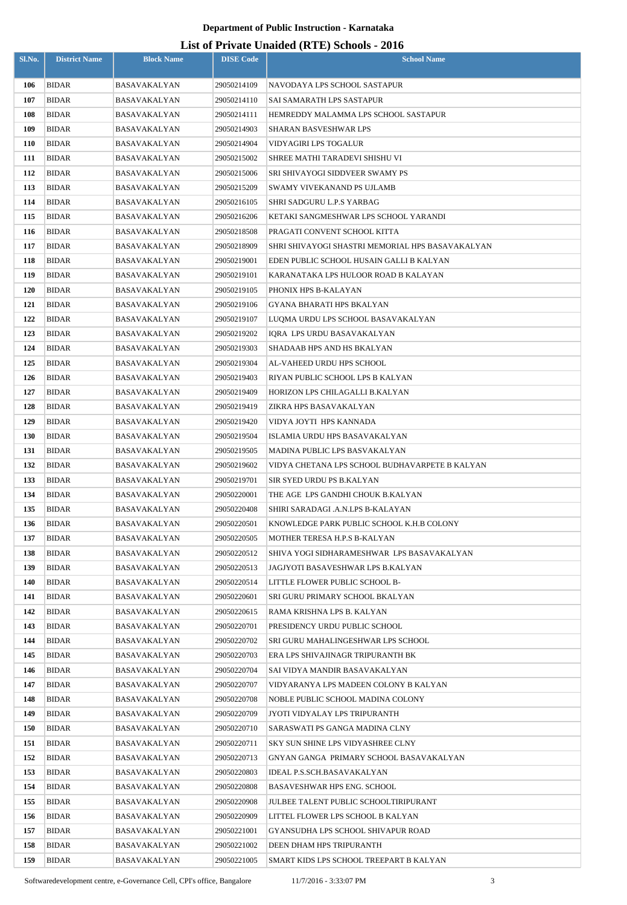**Department of Public Instruction - Karnataka**

**List of Private Unaided (RTE) Schools - 2016**

| Sl.No. | District Name | Block Name | DISE Code | School Name |
|---|---|---|---|---|
| 106 | BIDAR | BASAVAKALYAN | 29050214109 | NAVODAYA LPS SCHOOL SASTAPUR |
| 107 | BIDAR | BASAVAKALYAN | 29050214110 | SAI SAMARATH LPS SASTAPUR |
| 108 | BIDAR | BASAVAKALYAN | 29050214111 | HEMREDDY MALAMMA LPS SCHOOL SASTAPUR |
| 109 | BIDAR | BASAVAKALYAN | 29050214903 | SHARAN BASVESHWAR LPS |
| 110 | BIDAR | BASAVAKALYAN | 29050214904 | VIDYAGIRI LPS TOGALUR |
| 111 | BIDAR | BASAVAKALYAN | 29050215002 | SHREE MATHI TARADEVI SHISHU VI |
| 112 | BIDAR | BASAVAKALYAN | 29050215006 | SRI SHIVAYOGI SIDDVEER SWAMY PS |
| 113 | BIDAR | BASAVAKALYAN | 29050215209 | SWAMY VIVEKANAND PS UJLAMB |
| 114 | BIDAR | BASAVAKALYAN | 29050216105 | SHRI SADGURU L.P.S YARBAG |
| 115 | BIDAR | BASAVAKALYAN | 29050216206 | KETAKI SANGMESHWAR LPS SCHOOL YARANDI |
| 116 | BIDAR | BASAVAKALYAN | 29050218508 | PRAGATI CONVENT SCHOOL KITTA |
| 117 | BIDAR | BASAVAKALYAN | 29050218909 | SHRI SHIVAYOGI SHASTRI MEMORIAL HPS BASAVAKALYAN |
| 118 | BIDAR | BASAVAKALYAN | 29050219001 | EDEN PUBLIC SCHOOL HUSAIN GALLI B KALYAN |
| 119 | BIDAR | BASAVAKALYAN | 29050219101 | KARANATAKA LPS HULOOR ROAD B KALYAN |
| 120 | BIDAR | BASAVAKALYAN | 29050219105 | PHONIX HPS B-KALAYAN |
| 121 | BIDAR | BASAVAKALYAN | 29050219106 | GYANA BHARATI HPS BKALYAN |
| 122 | BIDAR | BASAVAKALYAN | 29050219107 | LUQMA URDU LPS SCHOOL BASAVAKALYAN |
| 123 | BIDAR | BASAVAKALYAN | 29050219202 | IQRA LPS URDU BASAVAKALYAN |
| 124 | BIDAR | BASAVAKALYAN | 29050219303 | SHADAAB HPS AND HS BKALYAN |
| 125 | BIDAR | BASAVAKALYAN | 29050219304 | AL-VAHEED URDU HPS SCHOOL |
| 126 | BIDAR | BASAVAKALYAN | 29050219403 | RIYAN PUBLIC SCHOOL LPS B KALYAN |
| 127 | BIDAR | BASAVAKALYAN | 29050219409 | HORIZON LPS CHILAGALLI B.KALYAN |
| 128 | BIDAR | BASAVAKALYAN | 29050219419 | ZIKRA HPS BASAVAKALYAN |
| 129 | BIDAR | BASAVAKALYAN | 29050219420 | VIDYA JOYTI HPS KANNADA |
| 130 | BIDAR | BASAVAKALYAN | 29050219504 | ISLAMIA URDU HPS BASAVAKALYAN |
| 131 | BIDAR | BASAVAKALYAN | 29050219505 | MADINA PUBLIC LPS BASVAKALYAN |
| 132 | BIDAR | BASAVAKALYAN | 29050219602 | VIDYA CHETANA LPS SCHOOL BUDHAVARPETE B KALYAN |
| 133 | BIDAR | BASAVAKALYAN | 29050219701 | SIR SYED URDU PS B.KALYAN |
| 134 | BIDAR | BASAVAKALYAN | 29050220001 | THE AGE LPS GANDHI CHOUK B.KALYAN |
| 135 | BIDAR | BASAVAKALYAN | 29050220408 | SHIRI SARADAGI .A.N.LPS B-KALAYAN |
| 136 | BIDAR | BASAVAKALYAN | 29050220501 | KNOWLEDGE PARK PUBLIC SCHOOL K.H.B COLONY |
| 137 | BIDAR | BASAVAKALYAN | 29050220505 | MOTHER TERESA H.P.S B-KALYAN |
| 138 | BIDAR | BASAVAKALYAN | 29050220512 | SHIVA YOGI SIDHARAMESHWAR LPS BASAVAKALYAN |
| 139 | BIDAR | BASAVAKALYAN | 29050220513 | JAGJYOTI BASAVESHWAR LPS B.KALYAN |
| 140 | BIDAR | BASAVAKALYAN | 29050220514 | LITTLE FLOWER PUBLIC SCHOOL B- |
| 141 | BIDAR | BASAVAKALYAN | 29050220601 | SRI GURU PRIMARY SCHOOL BKALYAN |
| 142 | BIDAR | BASAVAKALYAN | 29050220615 | RAMA KRISHNA LPS B. KALYAN |
| 143 | BIDAR | BASAVAKALYAN | 29050220701 | PRESIDENCY URDU PUBLIC SCHOOL |
| 144 | BIDAR | BASAVAKALYAN | 29050220702 | SRI GURU MAHALINGESHWAR LPS SCHOOL |
| 145 | BIDAR | BASAVAKALYAN | 29050220703 | ERA LPS SHIVAJINAGR TRIPURANTH BK |
| 146 | BIDAR | BASAVAKALYAN | 29050220704 | SAI VIDYA MANDIR BASAVAKALYAN |
| 147 | BIDAR | BASAVAKALYAN | 29050220707 | VIDYARANYA LPS MADEEN COLONY B KALYAN |
| 148 | BIDAR | BASAVAKALYAN | 29050220708 | NOBLE PUBLIC SCHOOL MADINA COLONY |
| 149 | BIDAR | BASAVAKALYAN | 29050220709 | JYOTI VIDYALAY LPS TRIPURANTH |
| 150 | BIDAR | BASAVAKALYAN | 29050220710 | SARASWATI PS GANGA MADINA CLNY |
| 151 | BIDAR | BASAVAKALYAN | 29050220711 | SKY SUN SHINE LPS VIDYASHREE CLNY |
| 152 | BIDAR | BASAVAKALYAN | 29050220713 | GNYAN GANGA PRIMARY SCHOOL BASAVAKALYAN |
| 153 | BIDAR | BASAVAKALYAN | 29050220803 | IDEAL P.S.SCH.BASAVAKALYAN |
| 154 | BIDAR | BASAVAKALYAN | 29050220808 | BASAVESHWAR HPS ENG. SCHOOL |
| 155 | BIDAR | BASAVAKALYAN | 29050220908 | JULBEE TALENT PUBLIC SCHOOLTIRIPURANT |
| 156 | BIDAR | BASAVAKALYAN | 29050220909 | LITTEL FLOWER LPS SCHOOL B KALYAN |
| 157 | BIDAR | BASAVAKALYAN | 29050221001 | GYANSUDHA LPS SCHOOL SHIVAPUR ROAD |
| 158 | BIDAR | BASAVAKALYAN | 29050221002 | DEEN DHAM HPS TRIPURANTH |
| 159 | BIDAR | BASAVAKALYAN | 29050221005 | SMART KIDS LPS SCHOOL TREEPART B KALYAN |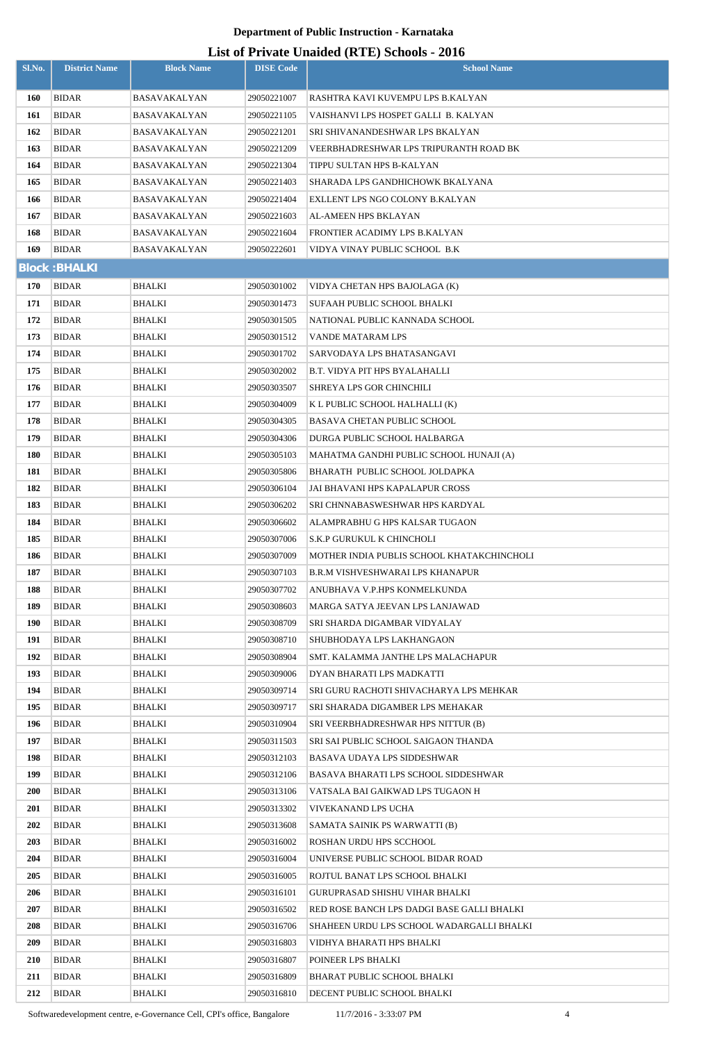# Department of Public Instruction - Karnataka

## List of Private Unaided (RTE) Schools - 2016

| Sl.No. | District Name | Block Name | DISE Code | School Name |
|---|---|---|---|---|
| 160 | BIDAR | BASAVAKALYAN | 29050221007 | RASHTRA KAVI KUVEMPU LPS B.KALYAN |
| 161 | BIDAR | BASAVAKALYAN | 29050221105 | VAISHANVI LPS HOSPET GALLI B. KALYAN |
| 162 | BIDAR | BASAVAKALYAN | 29050221201 | SRI SHIVANANDESHWAR LPS BKALYAN |
| 163 | BIDAR | BASAVAKALYAN | 29050221209 | VEERBHADRESHWAR LPS TRIPURANTH ROAD BK |
| 164 | BIDAR | BASAVAKALYAN | 29050221304 | TIPPU SULTAN HPS B-KALYAN |
| 165 | BIDAR | BASAVAKALYAN | 29050221403 | SHARADA LPS GANDHICHOWK BKALYANA |
| 166 | BIDAR | BASAVAKALYAN | 29050221404 | EXLLENT LPS NGO COLONY B.KALYAN |
| 167 | BIDAR | BASAVAKALYAN | 29050221603 | AL-AMEEN HPS BKLAYAN |
| 168 | BIDAR | BASAVAKALYAN | 29050221604 | FRONTIER ACADIMY LPS B.KALYAN |
| 169 | BIDAR | BASAVAKALYAN | 29050222601 | VIDYA VINAY PUBLIC SCHOOL B.K |
| **Block :BHALKI** | | | | |
| 170 | BIDAR | BHALKI | 29050301002 | VIDYA CHETAN HPS BAJOLAGA (K) |
| 171 | BIDAR | BHALKI | 29050301473 | SUFAAH PUBLIC SCHOOL BHALKI |
| 172 | BIDAR | BHALKI | 29050301505 | NATIONAL PUBLIC KANNADA SCHOOL |
| 173 | BIDAR | BHALKI | 29050301512 | VANDE MATARAM LPS |
| 174 | BIDAR | BHALKI | 29050301702 | SARVODAYA LPS BHATASANGAVI |
| 175 | BIDAR | BHALKI | 29050302002 | B.T. VIDYA PIT HPS BYALAHALLI |
| 176 | BIDAR | BHALKI | 29050303507 | SHREYA LPS GOR CHINCHILI |
| 177 | BIDAR | BHALKI | 29050304009 | K L PUBLIC SCHOOL HALHALLI (K) |
| 178 | BIDAR | BHALKI | 29050304305 | BASAVA CHETAN PUBLIC SCHOOL |
| 179 | BIDAR | BHALKI | 29050304306 | DURGA PUBLIC SCHOOL HALBARGA |
| 180 | BIDAR | BHALKI | 29050305103 | MAHATMA GANDHI PUBLIC SCHOOL HUNAJI (A) |
| 181 | BIDAR | BHALKI | 29050305806 | BHARATH PUBLIC SCHOOL JOLDAPKA |
| 182 | BIDAR | BHALKI | 29050306104 | JAI BHAVANI HPS KAPALAPUR CROSS |
| 183 | BIDAR | BHALKI | 29050306202 | SRI CHNNABASWESHWAR HPS KARDYAL |
| 184 | BIDAR | BHALKI | 29050306602 | ALAMPRABHU G HPS KALSAR TUGAON |
| 185 | BIDAR | BHALKI | 29050307006 | S.K.P GURUKUL K CHINCHOLI |
| 186 | BIDAR | BHALKI | 29050307009 | MOTHER INDIA PUBLIS SCHOOL KHATAKCHINCHOLI |
| 187 | BIDAR | BHALKI | 29050307103 | B.R.M VISHVESHWARAI LPS KHANAPUR |
| 188 | BIDAR | BHALKI | 29050307702 | ANUBHAVA V.P.HPS KONMELKUNDA |
| 189 | BIDAR | BHALKI | 29050308603 | MARGA SATYA JEEVAN LPS LANJAWAD |
| 190 | BIDAR | BHALKI | 29050308709 | SRI SHARDA DIGAMBAR VIDYALAY |
| 191 | BIDAR | BHALKI | 29050308710 | SHUBHODAYA LPS LAKHANGAON |
| 192 | BIDAR | BHALKI | 29050308904 | SMT. KALAMMA JANTHE LPS MALACHAPUR |
| 193 | BIDAR | BHALKI | 29050309006 | DYAN BHARATI LPS MADKATTI |
| 194 | BIDAR | BHALKI | 29050309714 | SRI GURU RACHOTI SHIVACHARYA LPS MEHKAR |
| 195 | BIDAR | BHALKI | 29050309717 | SRI SHARADA DIGAMBER LPS MEHAKAR |
| 196 | BIDAR | BHALKI | 29050310904 | SRI VEERBHADRESHWAR HPS NITTUR (B) |
| 197 | BIDAR | BHALKI | 29050311503 | SRI SAI PUBLIC SCHOOL SAIGAON THANDA |
| 198 | BIDAR | BHALKI | 29050312103 | BASAVA UDAYA LPS SIDDESHWAR |
| 199 | BIDAR | BHALKI | 29050312106 | BASAVA BHARATI LPS SCHOOL SIDDESHWAR |
| 200 | BIDAR | BHALKI | 29050313106 | VATSALA BAI GAIKWAD LPS TUGAON H |
| 201 | BIDAR | BHALKI | 29050313302 | VIVEKANAND LPS UCHA |
| 202 | BIDAR | BHALKI | 29050313608 | SAMATA SAINIK PS WARWATTI (B) |
| 203 | BIDAR | BHALKI | 29050316002 | ROSHAN URDU HPS SCCHOOL |
| 204 | BIDAR | BHALKI | 29050316004 | UNIVERSE PUBLIC SCHOOL BIDAR ROAD |
| 205 | BIDAR | BHALKI | 29050316005 | ROJTUL BANAT LPS SCHOOL BHALKI |
| 206 | BIDAR | BHALKI | 29050316101 | GURUPRASAD SHISHU VIHAR BHALKI |
| 207 | BIDAR | BHALKI | 29050316502 | RED ROSE BANCH LPS DADGI BASE GALLI BHALKI |
| 208 | BIDAR | BHALKI | 29050316706 | SHAHEEN URDU LPS SCHOOL WADARGALLI BHALKI |
| 209 | BIDAR | BHALKI | 29050316803 | VIDHYA BHARATI HPS BHALKI |
| 210 | BIDAR | BHALKI | 29050316807 | POINEER LPS BHALKI |
| 211 | BIDAR | BHALKI | 29050316809 | BHARAT PUBLIC SCHOOL BHALKI |
| 212 | BIDAR | BHALKI | 29050316810 | DECENT PUBLIC SCHOOL BHALKI |

Softwaredevelopment centre, e-Governance Cell, CPI's office, Bangalore 11/7/2016 - 3:33:07 PM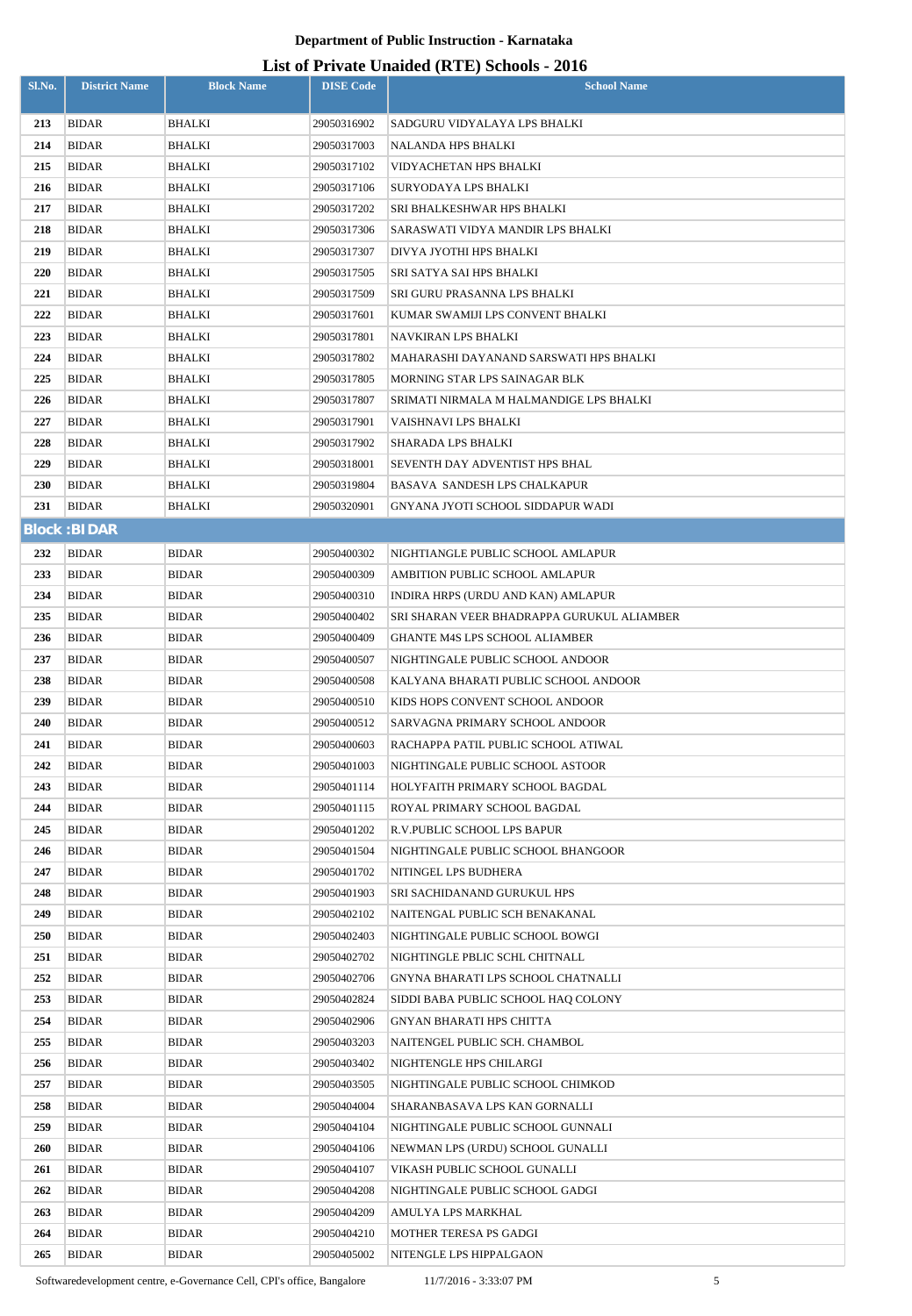**Department of Public Instruction - Karnataka**

## List of Private Unaided (RTE) Schools - 2016

| Sl.No. | District Name | Block Name | DISE Code | School Name |
|---|---|---|---|---|
| 213 | BIDAR | BHALKI | 29050316902 | SADGURU VIDYALAYA LPS BHALKI |
| 214 | BIDAR | BHALKI | 29050317003 | NALANDA HPS BHALKI |
| 215 | BIDAR | BHALKI | 29050317102 | VIDYACHETAN HPS BHALKI |
| 216 | BIDAR | BHALKI | 29050317106 | SURYODAYA LPS BHALKI |
| 217 | BIDAR | BHALKI | 29050317202 | SRI BHALKESHWAR HPS BHALKI |
| 218 | BIDAR | BHALKI | 29050317306 | SARASWATI VIDYA MANDIR LPS BHALKI |
| 219 | BIDAR | BHALKI | 29050317307 | DIVYA JYOTHI HPS BHALKI |
| 220 | BIDAR | BHALKI | 29050317505 | SRI SATYA SAI HPS BHALKI |
| 221 | BIDAR | BHALKI | 29050317509 | SRI GURU PRASANNA LPS BHALKI |
| 222 | BIDAR | BHALKI | 29050317601 | KUMAR SWAMIJI LPS CONVENT BHALKI |
| 223 | BIDAR | BHALKI | 29050317801 | NAVKIRAN LPS BHALKI |
| 224 | BIDAR | BHALKI | 29050317802 | MAHARASHI DAYANAND SARSWATI HPS BHALKI |
| 225 | BIDAR | BHALKI | 29050317805 | MORNING STAR LPS SAINAGAR BLK |
| 226 | BIDAR | BHALKI | 29050317807 | SRIMATI NIRMALA M HALMANDIGE LPS BHALKI |
| 227 | BIDAR | BHALKI | 29050317901 | VAISHNAVI LPS BHALKI |
| 228 | BIDAR | BHALKI | 29050317902 | SHARADA LPS BHALKI |
| 229 | BIDAR | BHALKI | 29050318001 | SEVENTH DAY ADVENTIST HPS BHAL |
| 230 | BIDAR | BHALKI | 29050319804 | BASAVA SANDESH LPS CHALKAPUR |
| 231 | BIDAR | BHALKI | 29050320901 | GNYANA JYOTI SCHOOL SIDDAPUR WADI |
| **Block :BIDAR** | | | | |
| 232 | BIDAR | BIDAR | 29050400302 | NIGHTIANGLE PUBLIC SCHOOL AMLAPUR |
| 233 | BIDAR | BIDAR | 29050400309 | AMBITION PUBLIC SCHOOL AMLAPUR |
| 234 | BIDAR | BIDAR | 29050400310 | INDIRA HRPS (URDU AND KAN) AMLAPUR |
| 235 | BIDAR | BIDAR | 29050400402 | SRI SHARAN VEER BHADRAPPA GURUKUL ALIAMBER |
| 236 | BIDAR | BIDAR | 29050400409 | GHANTE M4S LPS SCHOOL ALIAMBER |
| 237 | BIDAR | BIDAR | 29050400507 | NIGHTINGALE PUBLIC SCHOOL ANDOOR |
| 238 | BIDAR | BIDAR | 29050400508 | KALYANA BHARATI PUBLIC SCHOOL ANDOOR |
| 239 | BIDAR | BIDAR | 29050400510 | KIDS HOPS CONVENT SCHOOL ANDOOR |
| 240 | BIDAR | BIDAR | 29050400512 | SARVAGNA PRIMARY SCHOOL ANDOOR |
| 241 | BIDAR | BIDAR | 29050400603 | RACHAPPA PATIL PUBLIC SCHOOL ATIWAL |
| 242 | BIDAR | BIDAR | 29050401003 | NIGHTINGALE PUBLIC SCHOOL ASTOOR |
| 243 | BIDAR | BIDAR | 29050401114 | HOLYFAITH PRIMARY SCHOOL BAGDAL |
| 244 | BIDAR | BIDAR | 29050401115 | ROYAL PRIMARY SCHOOL BAGDAL |
| 245 | BIDAR | BIDAR | 29050401202 | R.V.PUBLIC SCHOOL LPS BAPUR |
| 246 | BIDAR | BIDAR | 29050401504 | NIGHTINGALE PUBLIC SCHOOL BHANGOOR |
| 247 | BIDAR | BIDAR | 29050401702 | NITINGEL LPS BUDHERA |
| 248 | BIDAR | BIDAR | 29050401903 | SRI SACHIDANAND GURUKUL HPS |
| 249 | BIDAR | BIDAR | 29050402102 | NAITENGAL PUBLIC SCH BENAKANAL |
| 250 | BIDAR | BIDAR | 29050402403 | NIGHTINGALE PUBLIC SCHOOL BOWGI |
| 251 | BIDAR | BIDAR | 29050402702 | NIGHTINGLE PBLIC SCHL CHITNALL |
| 252 | BIDAR | BIDAR | 29050402706 | GNYNA BHARATI LPS SCHOOL CHATNALLI |
| 253 | BIDAR | BIDAR | 29050402824 | SIDDI BABA PUBLIC SCHOOL HAQ COLONY |
| 254 | BIDAR | BIDAR | 29050402906 | GNYAN BHARATI HPS CHITTA |
| 255 | BIDAR | BIDAR | 29050403203 | NAITENGEL PUBLIC SCH. CHAMBOL |
| 256 | BIDAR | BIDAR | 29050403402 | NIGHTENGLE HPS CHILARGI |
| 257 | BIDAR | BIDAR | 29050403505 | NIGHTINGALE PUBLIC SCHOOL CHIMKOD |
| 258 | BIDAR | BIDAR | 29050404004 | SHARANBASAVA LPS KAN GORNALLI |
| 259 | BIDAR | BIDAR | 29050404104 | NIGHTINGALE PUBLIC SCHOOL GUNNALI |
| 260 | BIDAR | BIDAR | 29050404106 | NEWMAN LPS (URDU) SCHOOL GUNALLI |
| 261 | BIDAR | BIDAR | 29050404107 | VIKASH PUBLIC SCHOOL GUNALLI |
| 262 | BIDAR | BIDAR | 29050404208 | NIGHTINGALE PUBLIC SCHOOL GADGI |
| 263 | BIDAR | BIDAR | 29050404209 | AMULYA LPS MARKHAL |
| 264 | BIDAR | BIDAR | 29050404210 | MOTHER TERESA PS GADGI |
| 265 | BIDAR | BIDAR | 29050405002 | NITENGLE LPS HIPPALGAON |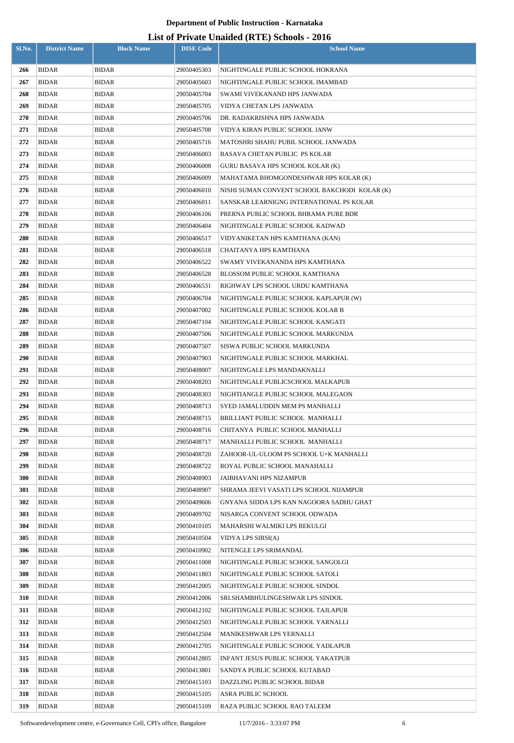**Department of Public Instruction - Karnataka**

**List of Private Unaided (RTE) Schools - 2016**

| Sl.No. | District Name | Block Name | DISE Code | School Name |
|---|---|---|---|---|
| 266 | BIDAR | BIDAR | 29050405303 | NIGHTINGALE PUBLIC SCHOOL HOKRANA |
| 267 | BIDAR | BIDAR | 29050405603 | NIGHTINGALE PUBLIC SCHOOL IMAMBAD |
| 268 | BIDAR | BIDAR | 29050405704 | SWAMI VIVEKANAND HPS JANWADA |
| 269 | BIDAR | BIDAR | 29050405705 | VIDYA CHETAN LPS JANWADA |
| 270 | BIDAR | BIDAR | 29050405706 | DR. RADAKRISHNA HPS JANWADA |
| 271 | BIDAR | BIDAR | 29050405708 | VIDYA KIRAN PUBLIC SCHOOL JANW |
| 272 | BIDAR | BIDAR | 29050405716 | MATOSHRI SHAHU PUBIL SCHOOL JANWADA |
| 273 | BIDAR | BIDAR | 29050406003 | BASAVA CHETAN PUBLIC PS KOLAR |
| 274 | BIDAR | BIDAR | 29050406008 | GURU BASAVA HPS SCHOOL KOLAR (K) |
| 275 | BIDAR | BIDAR | 29050406009 | MAHATAMA BHOMGONDESHWAR HPS KOLAR (K) |
| 276 | BIDAR | BIDAR | 29050406010 | NISHI SUMAN CONVENT SCHOOL BAKCHODI KOLAR (K) |
| 277 | BIDAR | BIDAR | 29050406011 | SANSKAR LEARNIGNG INTERNATIONAL PS KOLAR |
| 278 | BIDAR | BIDAR | 29050406106 | PRERNA PUBLIC SCHOOL BHRAMA PURE BDR |
| 279 | BIDAR | BIDAR | 29050406404 | NIGHTINGALE PUBLIC SCHOOL KADWAD |
| 280 | BIDAR | BIDAR | 29050406517 | VIDYANIKETAN HPS KAMTHANA (KAN) |
| 281 | BIDAR | BIDAR | 29050406518 | CHAITANYA HPS KAMTHANA |
| 282 | BIDAR | BIDAR | 29050406522 | SWAMY VIVEKANANDA HPS KAMTHANA |
| 283 | BIDAR | BIDAR | 29050406528 | BLOSSOM PUBLIC SCHOOL KAMTHANA |
| 284 | BIDAR | BIDAR | 29050406531 | RIGHWAY LPS SCHOOL URDU KAMTHANA |
| 285 | BIDAR | BIDAR | 29050406704 | NIGHTINGALE PUBLIC SCHOOL KAPLAPUR (W) |
| 286 | BIDAR | BIDAR | 29050407002 | NIGHTINGALE PUBLIC SCHOOL KOLAR B |
| 287 | BIDAR | BIDAR | 29050407104 | NIGHTINGALE PUBLIC SCHOOL KANGATI |
| 288 | BIDAR | BIDAR | 29050407506 | NIGHTINGALE PUBLIC SCHOOL MARKUNDA |
| 289 | BIDAR | BIDAR | 29050407507 | SISWA PUBLIC SCHOOL MARKUNDA |
| 290 | BIDAR | BIDAR | 29050407903 | NIGHTINGALE PUBLIC SCHOOL MARKHAL |
| 291 | BIDAR | BIDAR | 29050408007 | NIGHTINGALE LPS MANDAKNALLI |
| 292 | BIDAR | BIDAR | 29050408203 | NIGHTINGALE PUBLICSCHOOL MALKAPUR |
| 293 | BIDAR | BIDAR | 29050408303 | NIGHTIANGLE PUBLIC SCHOOL MALEGAON |
| 294 | BIDAR | BIDAR | 29050408713 | SYED JAMALUDDIN MEM PS MANHALLI |
| 295 | BIDAR | BIDAR | 29050408715 | BRILLIANT PUBLIC SCHOOL MANHALLI |
| 296 | BIDAR | BIDAR | 29050408716 | CHITANYA PUBLIC SCHOOL MANHALLI |
| 297 | BIDAR | BIDAR | 29050408717 | MANHALLI PUBLIC SCHOOL MANHALLI |
| 298 | BIDAR | BIDAR | 29050408720 | ZAHOOR-UL-ULOOM PS SCHOOL U+K MANHALLI |
| 299 | BIDAR | BIDAR | 29050408722 | ROYAL PUBLIC SCHOOL MANAHALLI |
| 300 | BIDAR | BIDAR | 29050408903 | JAIBHAVANI HPS NIZAMPUR |
| 301 | BIDAR | BIDAR | 29050408907 | SHRAMA JEEVI VASATI LPS SCHOOL NIJAMPUR |
| 302 | BIDAR | BIDAR | 29050409606 | GNYANA SIDDA LPS KAN NAGOORA SADHU GHAT |
| 303 | BIDAR | BIDAR | 29050409702 | NISARGA CONVENT SCHOOL ODWADA |
| 304 | BIDAR | BIDAR | 29050410105 | MAHARSHI WALMIKI LPS REKULGI |
| 305 | BIDAR | BIDAR | 29050410504 | VIDYA LPS SIRSI(A) |
| 306 | BIDAR | BIDAR | 29050410902 | NITENGLE LPS SRIMANDAL |
| 307 | BIDAR | BIDAR | 29050411008 | NIGHTINGALE PUBLIC SCHOOL SANGOLGI |
| 308 | BIDAR | BIDAR | 29050411803 | NIGHTINGALE PUBLIC SCHOOL SATOLI |
| 309 | BIDAR | BIDAR | 29050412005 | NIGHTINGALE PUBLIC SCHOOL SINDOL |
| 310 | BIDAR | BIDAR | 29050412006 | SRI.SHAMBHULINGESHWAR LPS SINDOL |
| 311 | BIDAR | BIDAR | 29050412102 | NIGHTINGALE PUBLIC SCHOOL TAJLAPUR |
| 312 | BIDAR | BIDAR | 29050412503 | NIGHTINGALE PUBLIC SCHOOL YARNALLI |
| 313 | BIDAR | BIDAR | 29050412504 | MANIKESHWAR LPS YERNALLI |
| 314 | BIDAR | BIDAR | 29050412705 | NIGHTINGALE PUBLIC SCHOOL YADLAPUR |
| 315 | BIDAR | BIDAR | 29050412805 | INFANT JESUS PUBLIC SCHOOL YAKATPUR |
| 316 | BIDAR | BIDAR | 29050413801 | SANDYA PUBLIC SCHOOL KUTABAD |
| 317 | BIDAR | BIDAR | 29050415103 | DAZZLING PUBLIC SCHOOL BIDAR |
| 318 | BIDAR | BIDAR | 29050415105 | ASRA PUBLIC SCHOOL |
| 319 | BIDAR | BIDAR | 29050415109 | RAZA PUBLIC SCHOOL RAO TALEEM |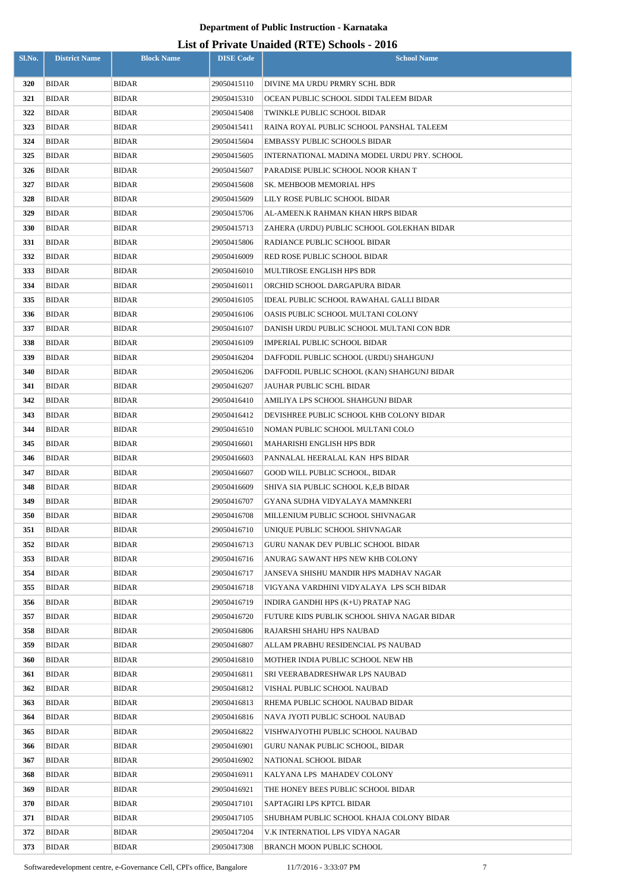**Department of Public Instruction - Karnataka**

# List of Private Unaided (RTE) Schools - 2016

| Sl.No. | District Name | Block Name | DISE Code | School Name |
|---|---|---|---|---|
| 320 | BIDAR | BIDAR | 29050415110 | DIVINE MA URDU PRMRY SCHL BDR |
| 321 | BIDAR | BIDAR | 29050415310 | OCEAN PUBLIC SCHOOL SIDDI TALEEM BIDAR |
| 322 | BIDAR | BIDAR | 29050415408 | TWINKLE PUBLIC SCHOOL BIDAR |
| 323 | BIDAR | BIDAR | 29050415411 | RAINA ROYAL PUBLIC SCHOOL PANSHAL TALEEM |
| 324 | BIDAR | BIDAR | 29050415604 | EMBASSY PUBLIC SCHOOLS BIDAR |
| 325 | BIDAR | BIDAR | 29050415605 | INTERNATIONAL MADINA MODEL URDU PRY. SCHOOL |
| 326 | BIDAR | BIDAR | 29050415607 | PARADISE PUBLIC SCHOOL NOOR KHAN T |
| 327 | BIDAR | BIDAR | 29050415608 | SK. MEHBOOB MEMORIAL HPS |
| 328 | BIDAR | BIDAR | 29050415609 | LILY ROSE PUBLIC SCHOOL BIDAR |
| 329 | BIDAR | BIDAR | 29050415706 | AL-AMEEN.K RAHMAN KHAN HRPS BIDAR |
| 330 | BIDAR | BIDAR | 29050415713 | ZAHERA (URDU) PUBLIC SCHOOL GOLEKHAN BIDAR |
| 331 | BIDAR | BIDAR | 29050415806 | RADIANCE PUBLIC SCHOOL BIDAR |
| 332 | BIDAR | BIDAR | 29050416009 | RED ROSE PUBLIC SCHOOL BIDAR |
| 333 | BIDAR | BIDAR | 29050416010 | MULTIROSE ENGLISH HPS BDR |
| 334 | BIDAR | BIDAR | 29050416011 | ORCHID SCHOOL DARGAPURA BIDAR |
| 335 | BIDAR | BIDAR | 29050416105 | IDEAL PUBLIC SCHOOL RAWAHAL GALLI BIDAR |
| 336 | BIDAR | BIDAR | 29050416106 | OASIS PUBLIC SCHOOL MULTANI COLONY |
| 337 | BIDAR | BIDAR | 29050416107 | DANISH URDU PUBLIC SCHOOL MULTANI CON BDR |
| 338 | BIDAR | BIDAR | 29050416109 | IMPERIAL PUBLIC SCHOOL BIDAR |
| 339 | BIDAR | BIDAR | 29050416204 | DAFFODIL PUBLIC SCHOOL (URDU) SHAHGUNJ |
| 340 | BIDAR | BIDAR | 29050416206 | DAFFODIL PUBLIC SCHOOL (KAN) SHAHGUNJ BIDAR |
| 341 | BIDAR | BIDAR | 29050416207 | JAUHAR PUBLIC SCHL BIDAR |
| 342 | BIDAR | BIDAR | 29050416410 | AMILIYA LPS SCHOOL SHAHGUNJ BIDAR |
| 343 | BIDAR | BIDAR | 29050416412 | DEVISHREE PUBLIC SCHOOL KHB COLONY BIDAR |
| 344 | BIDAR | BIDAR | 29050416510 | NOMAN PUBLIC SCHOOL MULTANI COLO |
| 345 | BIDAR | BIDAR | 29050416601 | MAHARISHI ENGLISH HPS BDR |
| 346 | BIDAR | BIDAR | 29050416603 | PANNALAL HEERALAL KAN HPS BIDAR |
| 347 | BIDAR | BIDAR | 29050416607 | GOOD WILL PUBLIC SCHOOL, BIDAR |
| 348 | BIDAR | BIDAR | 29050416609 | SHIVA SIA PUBLIC SCHOOL K,E,B BIDAR |
| 349 | BIDAR | BIDAR | 29050416707 | GYANA SUDHA VIDYALAYA MAMNKERI |
| 350 | BIDAR | BIDAR | 29050416708 | MILLENIUM PUBLIC SCHOOL SHIVNAGAR |
| 351 | BIDAR | BIDAR | 29050416710 | UNIQUE PUBLIC SCHOOL SHIVNAGAR |
| 352 | BIDAR | BIDAR | 29050416713 | GURU NANAK DEV PUBLIC SCHOOL BIDAR |
| 353 | BIDAR | BIDAR | 29050416716 | ANURAG SAWANT HPS NEW KHB COLONY |
| 354 | BIDAR | BIDAR | 29050416717 | JANSEVA SHISHU MANDIR HPS MADHAV NAGAR |
| 355 | BIDAR | BIDAR | 29050416718 | VIGYANA VARDHINI VIDYALAYA LPS SCH BIDAR |
| 356 | BIDAR | BIDAR | 29050416719 | INDIRA GANDHI HPS (K+U) PRATAP NAG |
| 357 | BIDAR | BIDAR | 29050416720 | FUTURE KIDS PUBLIK SCHOOL SHIVA NAGAR BIDAR |
| 358 | BIDAR | BIDAR | 29050416806 | RAJARSHI SHAHU HPS NAUBAD |
| 359 | BIDAR | BIDAR | 29050416807 | ALLAM PRABHU RESIDENCIAL PS NAUBAD |
| 360 | BIDAR | BIDAR | 29050416810 | MOTHER INDIA PUBLIC SCHOOL NEW HB |
| 361 | BIDAR | BIDAR | 29050416811 | SRI VEERABADRESHWAR LPS NAUBAD |
| 362 | BIDAR | BIDAR | 29050416812 | VISHAL PUBLIC SCHOOL NAUBAD |
| 363 | BIDAR | BIDAR | 29050416813 | RHEMA PUBLIC SCHOOL NAUBAD BIDAR |
| 364 | BIDAR | BIDAR | 29050416816 | NAVA JYOTI PUBLIC SCHOOL NAUBAD |
| 365 | BIDAR | BIDAR | 29050416822 | VISHWAJYOTHI PUBLIC SCHOOL NAUBAD |
| 366 | BIDAR | BIDAR | 29050416901 | GURU NANAK PUBLIC SCHOOL, BIDAR |
| 367 | BIDAR | BIDAR | 29050416902 | NATIONAL SCHOOL BIDAR |
| 368 | BIDAR | BIDAR | 29050416911 | KALYANA LPS MAHADEV COLONY |
| 369 | BIDAR | BIDAR | 29050416921 | THE HONEY BEES PUBLIC SCHOOL BIDAR |
| 370 | BIDAR | BIDAR | 29050417101 | SAPTAGIRI LPS KPTCL BIDAR |
| 371 | BIDAR | BIDAR | 29050417105 | SHUBHAM PUBLIC SCHOOL KHAJA COLONY BIDAR |
| 372 | BIDAR | BIDAR | 29050417204 | V.K INTERNATIOL LPS VIDYA NAGAR |
| 373 | BIDAR | BIDAR | 29050417308 | BRANCH MOON PUBLIC SCHOOL |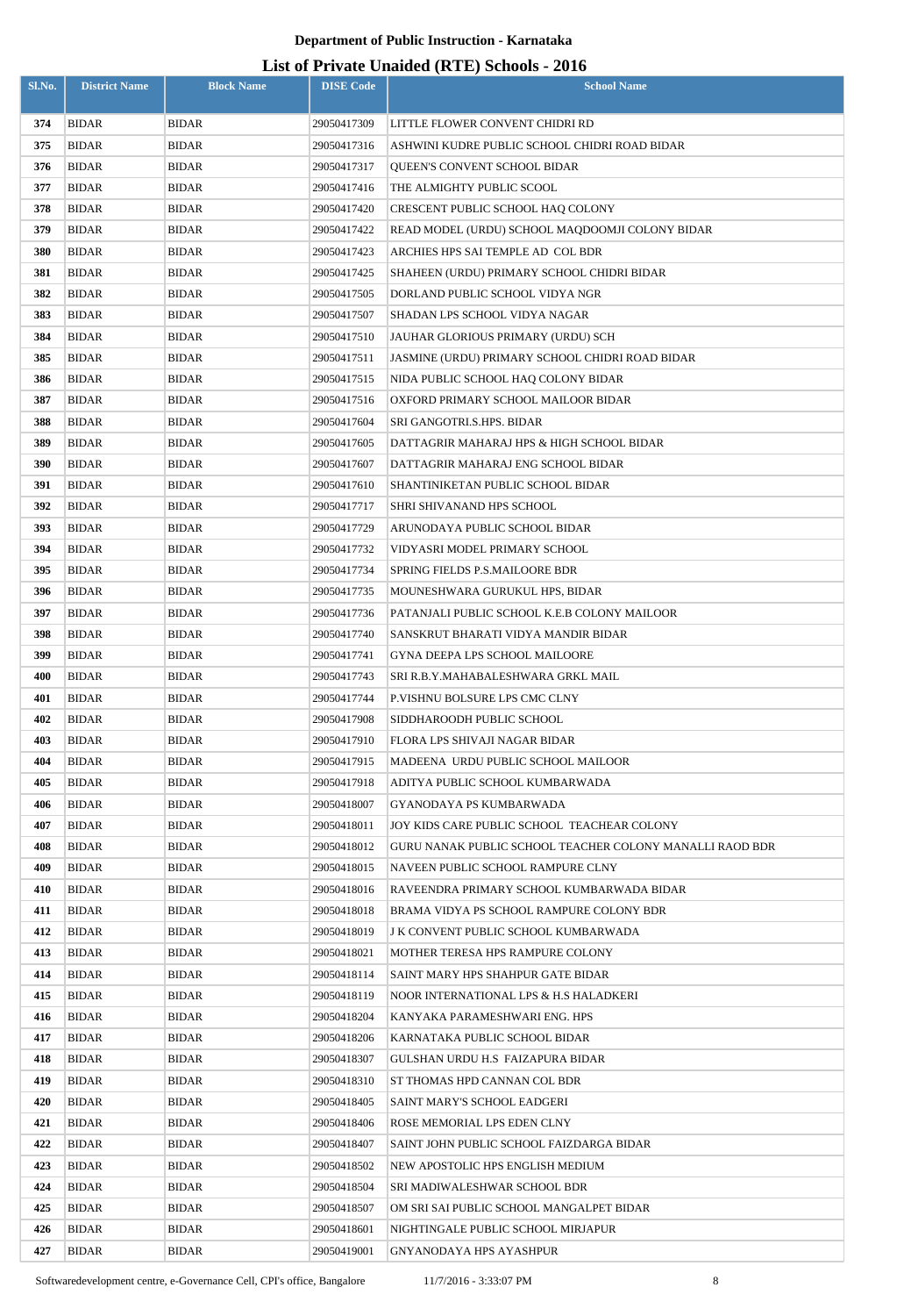**Department of Public Instruction - Karnataka**

## List of Private Unaided (RTE) Schools - 2016

| Sl.No. | District Name | Block Name | DISE Code | School Name |
|---|---|---|---|---|
| 374 | BIDAR | BIDAR | 29050417309 | LITTLE FLOWER CONVENT CHIDRI RD |
| 375 | BIDAR | BIDAR | 29050417316 | ASHWINI KUDRE PUBLIC SCHOOL CHIDRI ROAD BIDAR |
| 376 | BIDAR | BIDAR | 29050417317 | QUEEN'S CONVENT SCHOOL BIDAR |
| 377 | BIDAR | BIDAR | 29050417416 | THE ALMIGHTY PUBLIC SCOOL |
| 378 | BIDAR | BIDAR | 29050417420 | CRESCENT PUBLIC SCHOOL HAQ COLONY |
| 379 | BIDAR | BIDAR | 29050417422 | READ MODEL (URDU) SCHOOL MAQDOOMJI COLONY BIDAR |
| 380 | BIDAR | BIDAR | 29050417423 | ARCHIES HPS SAI TEMPLE AD COL BDR |
| 381 | BIDAR | BIDAR | 29050417425 | SHAHEEN (URDU) PRIMARY SCHOOL CHIDRI BIDAR |
| 382 | BIDAR | BIDAR | 29050417505 | DORLAND PUBLIC SCHOOL VIDYA NGR |
| 383 | BIDAR | BIDAR | 29050417507 | SHADAN LPS SCHOOL VIDYA NAGAR |
| 384 | BIDAR | BIDAR | 29050417510 | JAUHAR GLORIOUS PRIMARY (URDU) SCH |
| 385 | BIDAR | BIDAR | 29050417511 | JASMINE (URDU) PRIMARY SCHOOL CHIDRI ROAD BIDAR |
| 386 | BIDAR | BIDAR | 29050417515 | NIDA PUBLIC SCHOOL HAQ COLONY BIDAR |
| 387 | BIDAR | BIDAR | 29050417516 | OXFORD PRIMARY SCHOOL MAILOOR BIDAR |
| 388 | BIDAR | BIDAR | 29050417604 | SRI GANGOTRI.S.HPS. BIDAR |
| 389 | BIDAR | BIDAR | 29050417605 | DATTAGRIR MAHARAJ HPS & HIGH SCHOOL BIDAR |
| 390 | BIDAR | BIDAR | 29050417607 | DATTAGRIR MAHARAJ ENG SCHOOL BIDAR |
| 391 | BIDAR | BIDAR | 29050417610 | SHANTINIKETAN PUBLIC SCHOOL BIDAR |
| 392 | BIDAR | BIDAR | 29050417717 | SHRI SHIVANAND HPS SCHOOL |
| 393 | BIDAR | BIDAR | 29050417729 | ARUNODAYA PUBLIC SCHOOL BIDAR |
| 394 | BIDAR | BIDAR | 29050417732 | VIDYASRI MODEL PRIMARY SCHOOL |
| 395 | BIDAR | BIDAR | 29050417734 | SPRING FIELDS P.S.MAILOORE BDR |
| 396 | BIDAR | BIDAR | 29050417735 | MOUNESHWARA GURUKUL HPS, BIDAR |
| 397 | BIDAR | BIDAR | 29050417736 | PATANJALI PUBLIC SCHOOL K.E.B COLONY MAILOOR |
| 398 | BIDAR | BIDAR | 29050417740 | SANSKRUT BHARATI VIDYA MANDIR BIDAR |
| 399 | BIDAR | BIDAR | 29050417741 | GYNA DEEPA LPS SCHOOL MAILOORE |
| 400 | BIDAR | BIDAR | 29050417743 | SRI R.B.Y.MAHABALESHWARA GRKL MAIL |
| 401 | BIDAR | BIDAR | 29050417744 | P.VISHNU BOLSURE LPS CMC CLNY |
| 402 | BIDAR | BIDAR | 29050417908 | SIDDHAROODH PUBLIC SCHOOL |
| 403 | BIDAR | BIDAR | 29050417910 | FLORA LPS SHIVAJI NAGAR BIDAR |
| 404 | BIDAR | BIDAR | 29050417915 | MADEENA URDU PUBLIC SCHOOL MAILOOR |
| 405 | BIDAR | BIDAR | 29050417918 | ADITYA PUBLIC SCHOOL KUMBARWADA |
| 406 | BIDAR | BIDAR | 29050418007 | GYANODAYA PS KUMBARWADA |
| 407 | BIDAR | BIDAR | 29050418011 | JOY KIDS CARE PUBLIC SCHOOL TEACHEAR COLONY |
| 408 | BIDAR | BIDAR | 29050418012 | GURU NANAK PUBLIC SCHOOL TEACHER COLONY MANALLI RAOD BDR |
| 409 | BIDAR | BIDAR | 29050418015 | NAVEEN PUBLIC SCHOOL RAMPURE CLNY |
| 410 | BIDAR | BIDAR | 29050418016 | RAVEENDRA PRIMARY SCHOOL KUMBARWADA BIDAR |
| 411 | BIDAR | BIDAR | 29050418018 | BRAMA VIDYA PS SCHOOL RAMPURE COLONY BDR |
| 412 | BIDAR | BIDAR | 29050418019 | J K CONVENT PUBLIC SCHOOL KUMBARWADA |
| 413 | BIDAR | BIDAR | 29050418021 | MOTHER TERESA HPS RAMPURE COLONY |
| 414 | BIDAR | BIDAR | 29050418114 | SAINT MARY HPS SHAHPUR GATE BIDAR |
| 415 | BIDAR | BIDAR | 29050418119 | NOOR INTERNATIONAL LPS & H.S HALADKERI |
| 416 | BIDAR | BIDAR | 29050418204 | KANYAKA PARAMESHWARI ENG. HPS |
| 417 | BIDAR | BIDAR | 29050418206 | KARNATAKA PUBLIC SCHOOL BIDAR |
| 418 | BIDAR | BIDAR | 29050418307 | GULSHAN URDU H.S FAIZAPURA BIDAR |
| 419 | BIDAR | BIDAR | 29050418310 | ST THOMAS HPD CANNAN COL BDR |
| 420 | BIDAR | BIDAR | 29050418405 | SAINT MARY'S SCHOOL EADGERI |
| 421 | BIDAR | BIDAR | 29050418406 | ROSE MEMORIAL LPS EDEN CLNY |
| 422 | BIDAR | BIDAR | 29050418407 | SAINT JOHN PUBLIC SCHOOL FAIZDARGA BIDAR |
| 423 | BIDAR | BIDAR | 29050418502 | NEW APOSTOLIC HPS ENGLISH MEDIUM |
| 424 | BIDAR | BIDAR | 29050418504 | SRI MADIWALESHWAR SCHOOL BDR |
| 425 | BIDAR | BIDAR | 29050418507 | OM SRI SAI PUBLIC SCHOOL MANGALPET BIDAR |
| 426 | BIDAR | BIDAR | 29050418601 | NIGHTINGALE PUBLIC SCHOOL MIRJAPUR |
| 427 | BIDAR | BIDAR | 29050419001 | GNYANODAYA HPS AYASHPUR |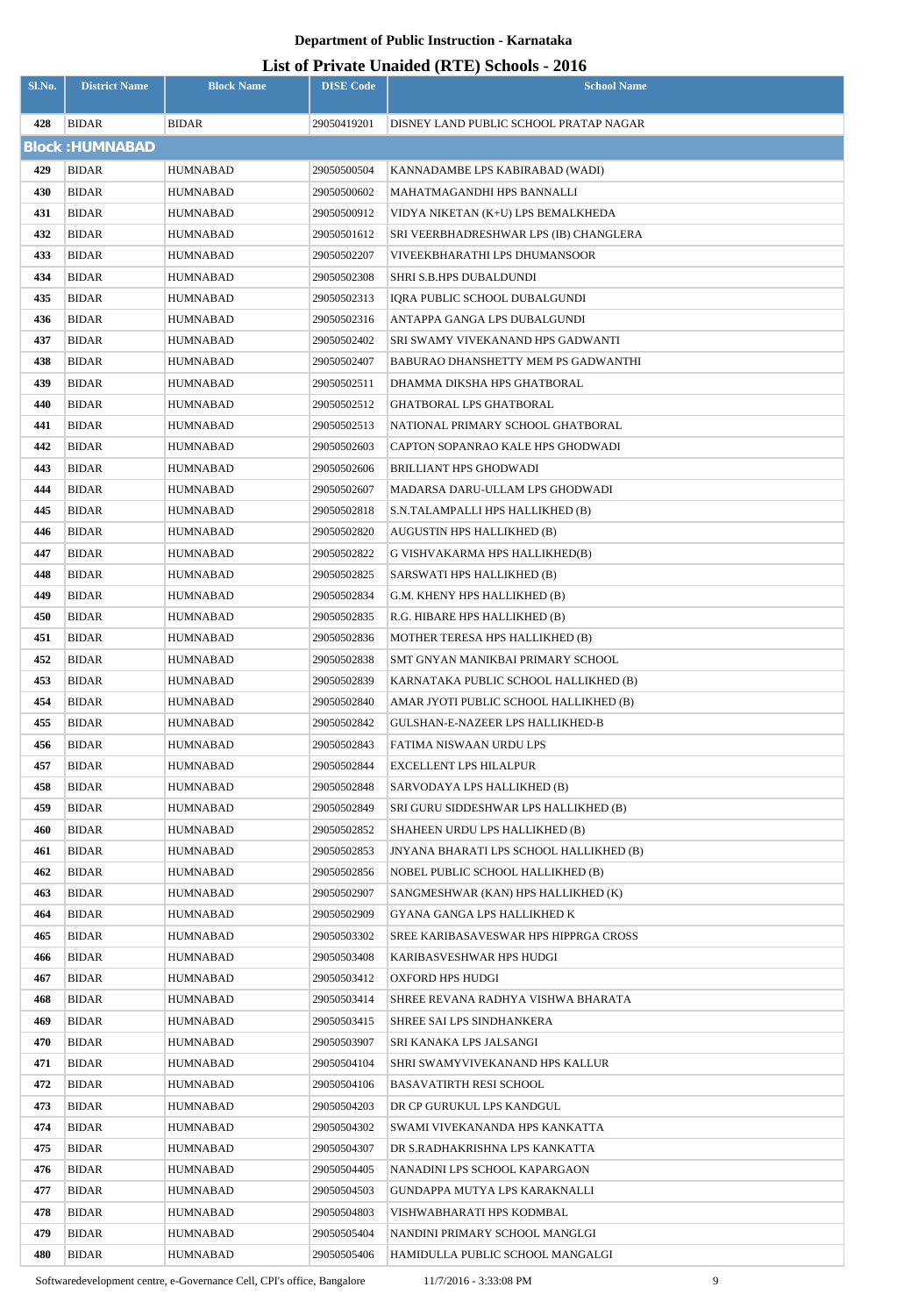# Department of Public Instruction - Karnataka

## List of Private Unaided (RTE) Schools - 2016

| Sl.No. | District Name | Block Name | DISE Code | School Name |
|---|---|---|---|---|
| 428 | BIDAR | BIDAR | 29050419201 | DISNEY LAND PUBLIC SCHOOL PRATAP NAGAR |
| **Block :HUMNABAD** | | | | |
| 429 | BIDAR | HUMNABAD | 29050500504 | KANNADAMBE LPS KABIRABAD (WADI) |
| 430 | BIDAR | HUMNABAD | 29050500602 | MAHATMAGANDHI HPS BANNALLI |
| 431 | BIDAR | HUMNABAD | 29050500912 | VIDYA NIKETAN (K+U) LPS BEMALKHEDA |
| 432 | BIDAR | HUMNABAD | 29050501612 | SRI VEERBHADRESHWAR LPS (IB) CHANGLERA |
| 433 | BIDAR | HUMNABAD | 29050502207 | VIVEEKBHARATHI LPS DHUMANSOOR |
| 434 | BIDAR | HUMNABAD | 29050502308 | SHRI S.B.HPS DUBALDUNDI |
| 435 | BIDAR | HUMNABAD | 29050502313 | IQRA PUBLIC SCHOOL DUBALGUNDI |
| 436 | BIDAR | HUMNABAD | 29050502316 | ANTAPPA GANGA LPS DUBALGUNDI |
| 437 | BIDAR | HUMNABAD | 29050502402 | SRI SWAMY VIVEKANAND HPS GADWANTI |
| 438 | BIDAR | HUMNABAD | 29050502407 | BABURAO DHANSHETTY MEM PS GADWANTHI |
| 439 | BIDAR | HUMNABAD | 29050502511 | DHAMMA DIKSHA HPS GHATBORAL |
| 440 | BIDAR | HUMNABAD | 29050502512 | GHATBORAL LPS GHATBORAL |
| 441 | BIDAR | HUMNABAD | 29050502513 | NATIONAL PRIMARY SCHOOL GHATBORAL |
| 442 | BIDAR | HUMNABAD | 29050502603 | CAPTON SOPANRAO KALE HPS GHODWADI |
| 443 | BIDAR | HUMNABAD | 29050502606 | BRILLIANT HPS GHODWADI |
| 444 | BIDAR | HUMNABAD | 29050502607 | MADARSA DARU-ULLAM LPS GHODWADI |
| 445 | BIDAR | HUMNABAD | 29050502818 | S.N.TALAMPALLI HPS HALLIKHED (B) |
| 446 | BIDAR | HUMNABAD | 29050502820 | AUGUSTIN HPS HALLIKHED (B) |
| 447 | BIDAR | HUMNABAD | 29050502822 | G VISHVAKARMA HPS HALLIKHED(B) |
| 448 | BIDAR | HUMNABAD | 29050502825 | SARSWATI HPS HALLIKHED (B) |
| 449 | BIDAR | HUMNABAD | 29050502834 | G.M. KHENY HPS HALLIKHED (B) |
| 450 | BIDAR | HUMNABAD | 29050502835 | R.G. HIBARE HPS HALLIKHED (B) |
| 451 | BIDAR | HUMNABAD | 29050502836 | MOTHER TERESA HPS HALLIKHED (B) |
| 452 | BIDAR | HUMNABAD | 29050502838 | SMT GNYAN MANIKBAI PRIMARY SCHOOL |
| 453 | BIDAR | HUMNABAD | 29050502839 | KARNATAKA PUBLIC SCHOOL HALLIKHED (B) |
| 454 | BIDAR | HUMNABAD | 29050502840 | AMAR JYOTI PUBLIC SCHOOL HALLIKHED (B) |
| 455 | BIDAR | HUMNABAD | 29050502842 | GULSHAN-E-NAZEER LPS HALLIKHED-B |
| 456 | BIDAR | HUMNABAD | 29050502843 | FATIMA NISWAAN URDU LPS |
| 457 | BIDAR | HUMNABAD | 29050502844 | EXCELLENT LPS HILALPUR |
| 458 | BIDAR | HUMNABAD | 29050502848 | SARVODAYA LPS HALLIKHED (B) |
| 459 | BIDAR | HUMNABAD | 29050502849 | SRI GURU SIDDESHWAR LPS HALLIKHED (B) |
| 460 | BIDAR | HUMNABAD | 29050502852 | SHAHEEN URDU LPS HALLIKHED (B) |
| 461 | BIDAR | HUMNABAD | 29050502853 | JNYANA BHARATI LPS SCHOOL HALLIKHED (B) |
| 462 | BIDAR | HUMNABAD | 29050502856 | NOBEL PUBLIC SCHOOL HALLIKHED (B) |
| 463 | BIDAR | HUMNABAD | 29050502907 | SANGMESHWAR (KAN) HPS HALLIKHED (K) |
| 464 | BIDAR | HUMNABAD | 29050502909 | GYANA GANGA LPS HALLIKHED K |
| 465 | BIDAR | HUMNABAD | 29050503302 | SREE KARIBASAVESWAR HPS HIPPRGA CROSS |
| 466 | BIDAR | HUMNABAD | 29050503408 | KARIBASVESHWAR HPS HUDGI |
| 467 | BIDAR | HUMNABAD | 29050503412 | OXFORD HPS HUDGI |
| 468 | BIDAR | HUMNABAD | 29050503414 | SHREE REVANA RADHYA VISHWA BHARATA |
| 469 | BIDAR | HUMNABAD | 29050503415 | SHREE SAI LPS SINDHANKERA |
| 470 | BIDAR | HUMNABAD | 29050503907 | SRI KANAKA LPS JALSANGI |
| 471 | BIDAR | HUMNABAD | 29050504104 | SHRI SWAMYVIVEKANAND HPS KALLUR |
| 472 | BIDAR | HUMNABAD | 29050504106 | BASAVATIRTH RESI SCHOOL |
| 473 | BIDAR | HUMNABAD | 29050504203 | DR CP GURUKUL LPS KANDGUL |
| 474 | BIDAR | HUMNABAD | 29050504302 | SWAMI VIVEKANANDA HPS KANKATTA |
| 475 | BIDAR | HUMNABAD | 29050504307 | DR S.RADHAKRISHNA LPS KANKATTA |
| 476 | BIDAR | HUMNABAD | 29050504405 | NANADINI LPS SCHOOL KAPARGAON |
| 477 | BIDAR | HUMNABAD | 29050504503 | GUNDAPPA MUTYA LPS KARAKNALLI |
| 478 | BIDAR | HUMNABAD | 29050504803 | VISHWABHARATI HPS KODMBAL |
| 479 | BIDAR | HUMNABAD | 29050505404 | NANDINI PRIMARY SCHOOL MANGLGI |
| 480 | BIDAR | HUMNABAD | 29050505406 | HAMIDULLA PUBLIC SCHOOL MANGALGI |

Softwaredevelopment centre, e-Governance Cell, CPI's office, Bangalore 11/7/2016 - 3:33:08 PM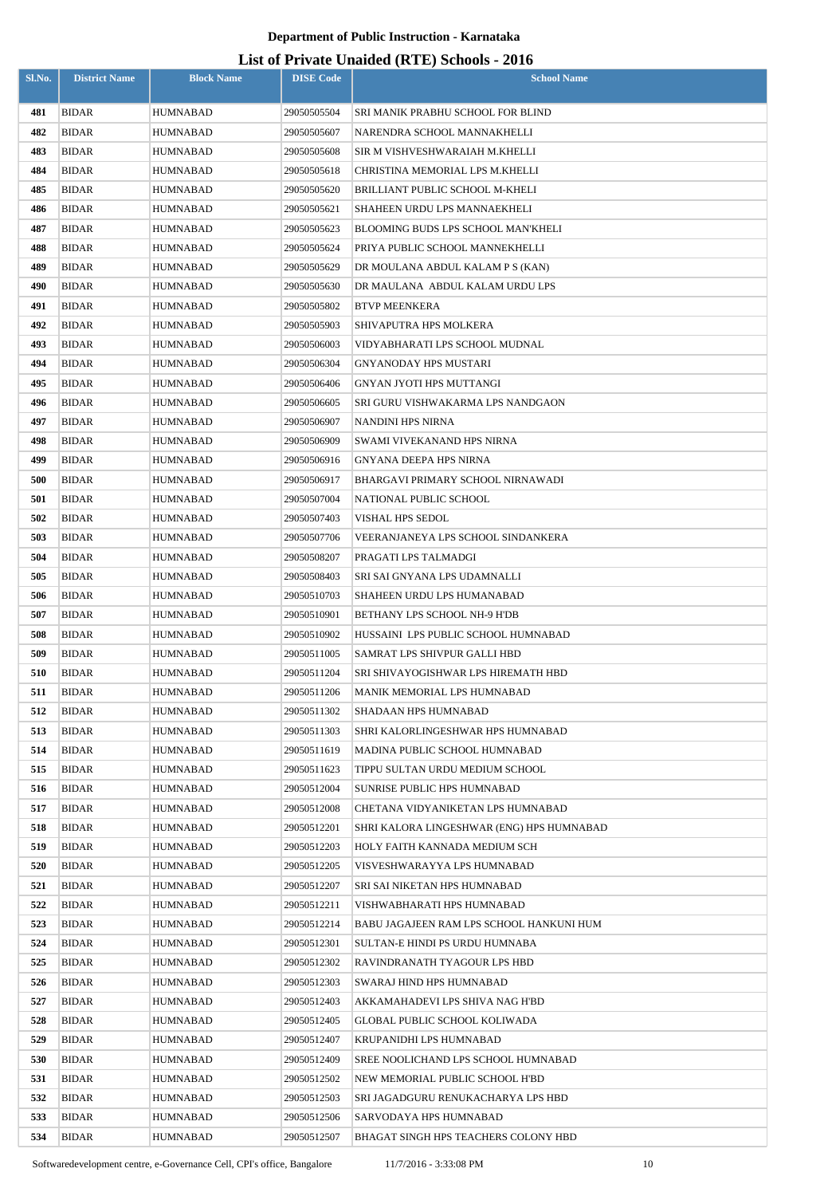# Department of Public Instruction - Karnataka

## List of Private Unaided (RTE) Schools - 2016

| Sl.No. | District Name | Block Name | DISE Code | School Name |
|---|---|---|---|---|
| 481 | BIDAR | HUMNABAD | 29050505504 | SRI MANIK PRABHU SCHOOL FOR BLIND |
| 482 | BIDAR | HUMNABAD | 29050505607 | NARENDRA SCHOOL MANNAKHELLI |
| 483 | BIDAR | HUMNABAD | 29050505608 | SIR M VISHVESHWARAIAH M.KHELLI |
| 484 | BIDAR | HUMNABAD | 29050505618 | CHRISTINA MEMORIAL LPS M.KHELLI |
| 485 | BIDAR | HUMNABAD | 29050505620 | BRILLIANT PUBLIC SCHOOL M-KHELI |
| 486 | BIDAR | HUMNABAD | 29050505621 | SHAHEEN URDU LPS MANNAEKHELI |
| 487 | BIDAR | HUMNABAD | 29050505623 | BLOOMING BUDS LPS SCHOOL MAN'KHELI |
| 488 | BIDAR | HUMNABAD | 29050505624 | PRIYA PUBLIC SCHOOL MANNEKHELLI |
| 489 | BIDAR | HUMNABAD | 29050505629 | DR MOULANA ABDUL KALAM P S (KAN) |
| 490 | BIDAR | HUMNABAD | 29050505630 | DR MAULANA ABDUL KALAM URDU LPS |
| 491 | BIDAR | HUMNABAD | 29050505802 | BTVP MEENKERA |
| 492 | BIDAR | HUMNABAD | 29050505903 | SHIVAPUTRA HPS MOLKERA |
| 493 | BIDAR | HUMNABAD | 29050506003 | VIDYABHARATI LPS SCHOOL MUDNAL |
| 494 | BIDAR | HUMNABAD | 29050506304 | GNYANODAY HPS MUSTARI |
| 495 | BIDAR | HUMNABAD | 29050506406 | GNYAN JYOTI HPS MUTTANGI |
| 496 | BIDAR | HUMNABAD | 29050506605 | SRI GURU VISHWAKARMA LPS NANDGAON |
| 497 | BIDAR | HUMNABAD | 29050506907 | NANDINI HPS NIRNA |
| 498 | BIDAR | HUMNABAD | 29050506909 | SWAMI VIVEKANAND HPS NIRNA |
| 499 | BIDAR | HUMNABAD | 29050506916 | GNYANA DEEPA HPS NIRNA |
| 500 | BIDAR | HUMNABAD | 29050506917 | BHARGAVI PRIMARY SCHOOL NIRNAWADI |
| 501 | BIDAR | HUMNABAD | 29050507004 | NATIONAL PUBLIC SCHOOL |
| 502 | BIDAR | HUMNABAD | 29050507403 | VISHAL HPS SEDOL |
| 503 | BIDAR | HUMNABAD | 29050507706 | VEERANJANEYA LPS SCHOOL SINDANKERA |
| 504 | BIDAR | HUMNABAD | 29050508207 | PRAGATI LPS TALMADGI |
| 505 | BIDAR | HUMNABAD | 29050508403 | SRI SAI GNYANA LPS UDAMNALLI |
| 506 | BIDAR | HUMNABAD | 29050510703 | SHAHEEN URDU LPS HUMANABAD |
| 507 | BIDAR | HUMNABAD | 29050510901 | BETHANY LPS SCHOOL NH-9 H'DB |
| 508 | BIDAR | HUMNABAD | 29050510902 | HUSSAINI LPS PUBLIC SCHOOL HUMNABAD |
| 509 | BIDAR | HUMNABAD | 29050511005 | SAMRAT LPS SHIVPUR GALLI HBD |
| 510 | BIDAR | HUMNABAD | 29050511204 | SRI SHIVAYOGISHWAR LPS HIREMATH HBD |
| 511 | BIDAR | HUMNABAD | 29050511206 | MANIK MEMORIAL LPS HUMNABAD |
| 512 | BIDAR | HUMNABAD | 29050511302 | SHADAAN HPS HUMNABAD |
| 513 | BIDAR | HUMNABAD | 29050511303 | SHRI KALORLINGESHWAR HPS HUMNABAD |
| 514 | BIDAR | HUMNABAD | 29050511619 | MADINA PUBLIC SCHOOL HUMNABAD |
| 515 | BIDAR | HUMNABAD | 29050511623 | TIPPU SULTAN URDU MEDIUM SCHOOL |
| 516 | BIDAR | HUMNABAD | 29050512004 | SUNRISE PUBLIC HPS HUMNABAD |
| 517 | BIDAR | HUMNABAD | 29050512008 | CHETANA VIDYANIKETAN LPS HUMNABAD |
| 518 | BIDAR | HUMNABAD | 29050512201 | SHRI KALORA LINGESHWAR (ENG) HPS HUMNABAD |
| 519 | BIDAR | HUMNABAD | 29050512203 | HOLY FAITH KANNADA MEDIUM SCH |
| 520 | BIDAR | HUMNABAD | 29050512205 | VISVESHWARAYYA LPS HUMNABAD |
| 521 | BIDAR | HUMNABAD | 29050512207 | SRI SAI NIKETAN HPS HUMNABAD |
| 522 | BIDAR | HUMNABAD | 29050512211 | VISHWABHARATI HPS HUMNABAD |
| 523 | BIDAR | HUMNABAD | 29050512214 | BABU JAGAJEEN RAM LPS SCHOOL HANKUNI HUM |
| 524 | BIDAR | HUMNABAD | 29050512301 | SULTAN-E HINDI PS URDU HUMNABA |
| 525 | BIDAR | HUMNABAD | 29050512302 | RAVINDRANATH TYAGOUR LPS HBD |
| 526 | BIDAR | HUMNABAD | 29050512303 | SWARAJ HIND HPS HUMNABAD |
| 527 | BIDAR | HUMNABAD | 29050512403 | AKKAMAHADEVI LPS SHIVA NAG H'BD |
| 528 | BIDAR | HUMNABAD | 29050512405 | GLOBAL PUBLIC SCHOOL KOLIWADA |
| 529 | BIDAR | HUMNABAD | 29050512407 | KRUPANIDHI LPS HUMNABAD |
| 530 | BIDAR | HUMNABAD | 29050512409 | SREE NOOLICHAND LPS SCHOOL HUMNABAD |
| 531 | BIDAR | HUMNABAD | 29050512502 | NEW MEMORIAL PUBLIC SCHOOL H'BD |
| 532 | BIDAR | HUMNABAD | 29050512503 | SRI JAGADGURU RENUKACHARYA LPS HBD |
| 533 | BIDAR | HUMNABAD | 29050512506 | SARVODAYA HPS HUMNABAD |
| 534 | BIDAR | HUMNABAD | 29050512507 | BHAGAT SINGH HPS TEACHERS COLONY HBD |

Softwaredevelopment centre, e-Governance Cell, CPI's office, Bangalore 11/7/2016 - 3:33:08 PM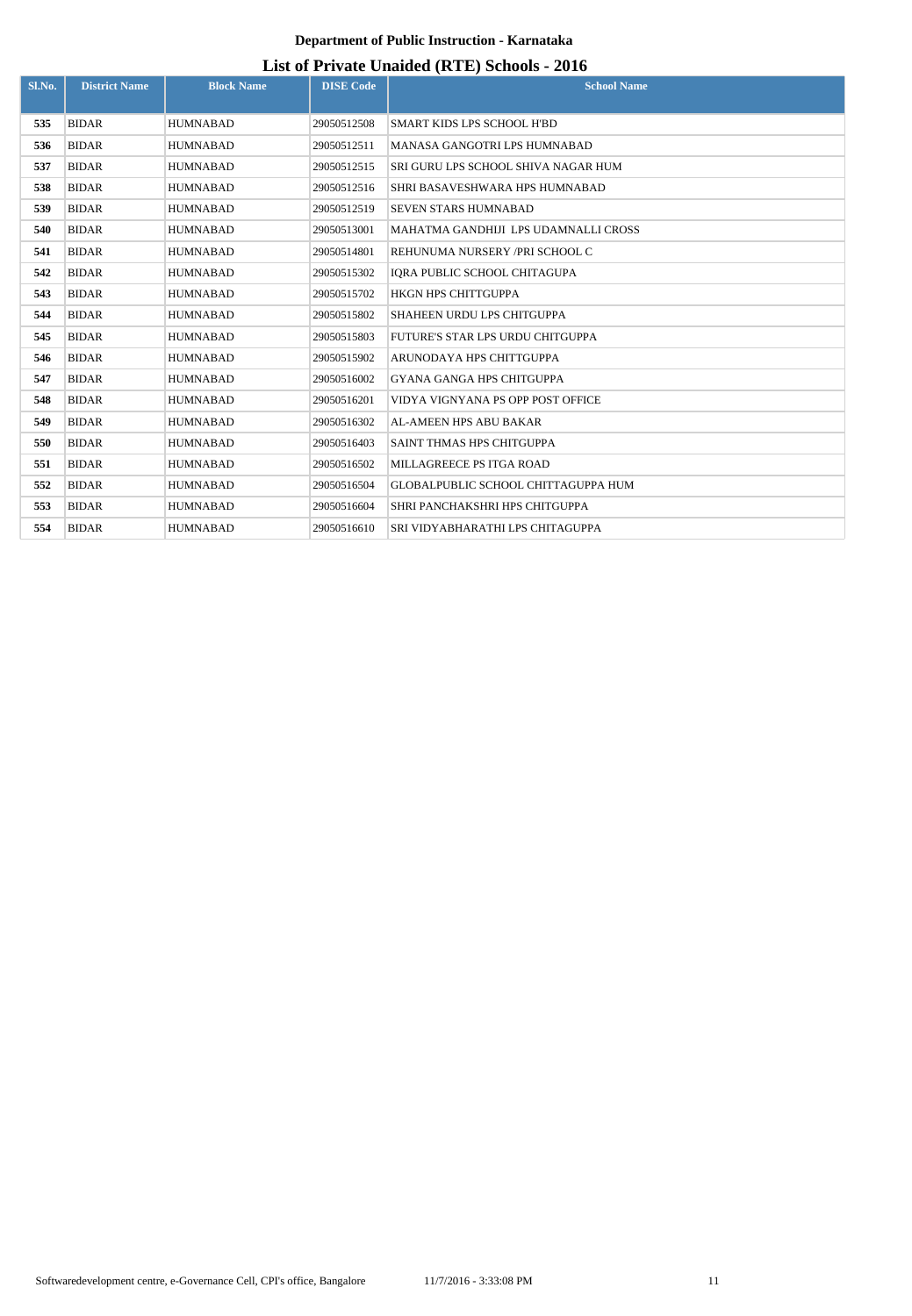**Department of Public Instruction - Karnataka**

## List of Private Unaided (RTE) Schools - 2016

| Sl.No. | District Name | Block Name | DISE Code | School Name |
|---|---|---|---|---|
| 535 | BIDAR | HUMNABAD | 29050512508 | SMART KIDS LPS SCHOOL H'BD |
| 536 | BIDAR | HUMNABAD | 29050512511 | MANASA GANGOTRI LPS HUMNABAD |
| 537 | BIDAR | HUMNABAD | 29050512515 | SRI GURU LPS SCHOOL SHIVA NAGAR HUM |
| 538 | BIDAR | HUMNABAD | 29050512516 | SHRI BASAVESHWARA HPS HUMNABAD |
| 539 | BIDAR | HUMNABAD | 29050512519 | SEVEN STARS HUMNABAD |
| 540 | BIDAR | HUMNABAD | 29050513001 | MAHATMA GANDHIJI LPS UDAMNALLI CROSS |
| 541 | BIDAR | HUMNABAD | 29050514801 | REHUNUMA NURSERY /PRI SCHOOL C |
| 542 | BIDAR | HUMNABAD | 29050515302 | IQRA PUBLIC SCHOOL CHITAGUPA |
| 543 | BIDAR | HUMNABAD | 29050515702 | HKGN HPS CHITTGUPPA |
| 544 | BIDAR | HUMNABAD | 29050515802 | SHAHEEN URDU LPS CHITGUPPA |
| 545 | BIDAR | HUMNABAD | 29050515803 | FUTURE'S STAR LPS URDU CHITGUPPA |
| 546 | BIDAR | HUMNABAD | 29050515902 | ARUNODAYA HPS CHITTGUPPA |
| 547 | BIDAR | HUMNABAD | 29050516002 | GYANA GANGA HPS CHITGUPPA |
| 548 | BIDAR | HUMNABAD | 29050516201 | VIDYA VIGNYANA PS OPP POST OFFICE |
| 549 | BIDAR | HUMNABAD | 29050516302 | AL-AMEEN HPS ABU BAKAR |
| 550 | BIDAR | HUMNABAD | 29050516403 | SAINT THMAS HPS CHITGUPPA |
| 551 | BIDAR | HUMNABAD | 29050516502 | MILLAGREECE PS ITGA ROAD |
| 552 | BIDAR | HUMNABAD | 29050516504 | GLOBALPUBLIC SCHOOL CHITTAGUPPA HUM |
| 553 | BIDAR | HUMNABAD | 29050516604 | SHRI PANCHAKSHRI HPS CHITGUPPA |
| 554 | BIDAR | HUMNABAD | 29050516610 | SRI VIDYABHARATHI LPS CHITAGUPPA |